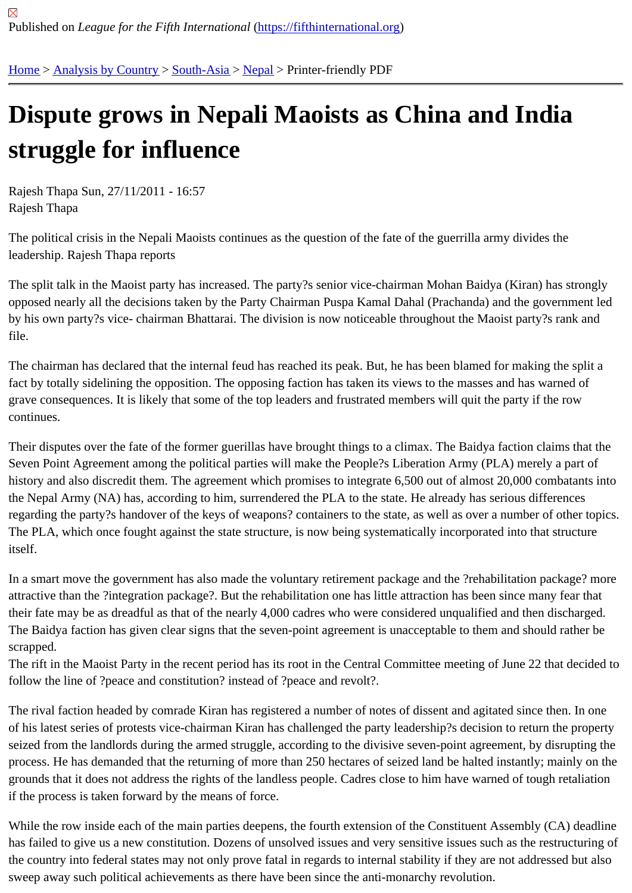Published on *League for the Fifth International* (https://fifthinternational.org)

Home > Analysis by Country > South-Asia > Nepal > Printer-friendly PDF

# Dispute grows in Nepali Maoists as China and India struggle for influence

Rajesh Thapa Sun, 27/11/2011 - 16:57
Rajesh Thapa

The political crisis in the Nepali Maoists continues as the question of the fate of the guerrilla army divides the leadership. Rajesh Thapa reports

The split talk in the Maoist party has increased. The party?s senior vice-chairman Mohan Baidya (Kiran) has strongly opposed nearly all the decisions taken by the Party Chairman Puspa Kamal Dahal (Prachanda) and the government led by his own party?s vice- chairman Bhattarai. The division is now noticeable throughout the Maoist party?s rank and file.

The chairman has declared that the internal feud has reached its peak. But, he has been blamed for making the split a fact by totally sidelining the opposition. The opposing faction has taken its views to the masses and has warned of grave consequences. It is likely that some of the top leaders and frustrated members will quit the party if the row continues.

Their disputes over the fate of the former guerillas have brought things to a climax. The Baidya faction claims that the Seven Point Agreement among the political parties will make the People?s Liberation Army (PLA) merely a part of history and also discredit them. The agreement which promises to integrate 6,500 out of almost 20,000 combatants into the Nepal Army (NA) has, according to him, surrendered the PLA to the state. He already has serious differences regarding the party?s handover of the keys of weapons? containers to the state, as well as over a number of other topics. The PLA, which once fought against the state structure, is now being systematically incorporated into that structure itself.

In a smart move the government has also made the voluntary retirement package and the ?rehabilitation package? more attractive than the ?integration package?. But the rehabilitation one has little attraction has been since many fear that their fate may be as dreadful as that of the nearly 4,000 cadres who were considered unqualified and then discharged. The Baidya faction has given clear signs that the seven-point agreement is unacceptable to them and should rather be scrapped.
The rift in the Maoist Party in the recent period has its root in the Central Committee meeting of June 22 that decided to follow the line of ?peace and constitution? instead of ?peace and revolt?.

The rival faction headed by comrade Kiran has registered a number of notes of dissent and agitated since then. In one of his latest series of protests vice-chairman Kiran has challenged the party leadership?s decision to return the property seized from the landlords during the armed struggle, according to the divisive seven-point agreement, by disrupting the process. He has demanded that the returning of more than 250 hectares of seized land be halted instantly; mainly on the grounds that it does not address the rights of the landless people. Cadres close to him have warned of tough retaliation if the process is taken forward by the means of force.

While the row inside each of the main parties deepens, the fourth extension of the Constituent Assembly (CA) deadline has failed to give us a new constitution. Dozens of unsolved issues and very sensitive issues such as the restructuring of the country into federal states may not only prove fatal in regards to internal stability if they are not addressed but also sweep away such political achievements as there have been since the anti-monarchy revolution.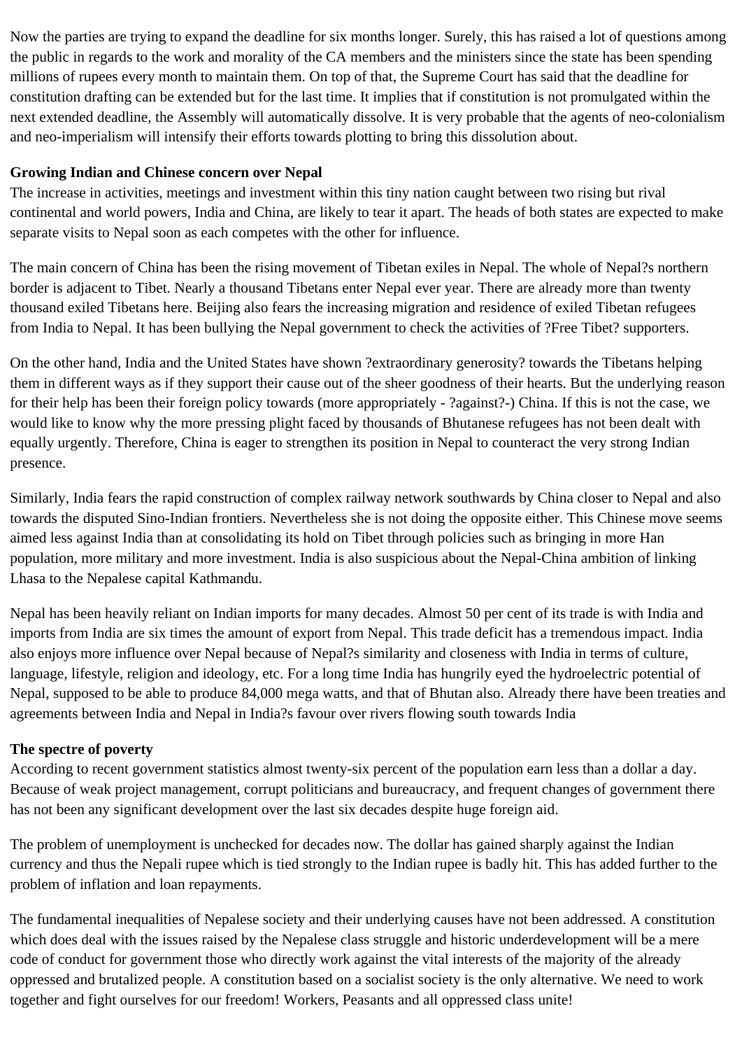Now the parties are trying to expand the deadline for six months longer. Surely, this has raised a lot of questions among the public in regards to the work and morality of the CA members and the ministers since the state has been spending millions of rupees every month to maintain them. On top of that, the Supreme Court has said that the deadline for constitution drafting can be extended but for the last time. It implies that if constitution is not promulgated within the next extended deadline, the Assembly will automatically dissolve. It is very probable that the agents of neo-colonialism and neo-imperialism will intensify their efforts towards plotting to bring this dissolution about.

**Growing Indian and Chinese concern over Nepal**

The increase in activities, meetings and investment within this tiny nation caught between two rising but rival continental and world powers, India and China, are likely to tear it apart. The heads of both states are expected to make separate visits to Nepal soon as each competes with the other for influence.

The main concern of China has been the rising movement of Tibetan exiles in Nepal. The whole of Nepal?s northern border is adjacent to Tibet. Nearly a thousand Tibetans enter Nepal ever year. There are already more than twenty thousand exiled Tibetans here. Beijing also fears the increasing migration and residence of exiled Tibetan refugees from India to Nepal. It has been bullying the Nepal government to check the activities of ?Free Tibet? supporters.

On the other hand, India and the United States have shown ?extraordinary generosity? towards the Tibetans helping them in different ways as if they support their cause out of the sheer goodness of their hearts. But the underlying reason for their help has been their foreign policy towards (more appropriately - ?against?-) China. If this is not the case, we would like to know why the more pressing plight faced by thousands of Bhutanese refugees has not been dealt with equally urgently. Therefore, China is eager to strengthen its position in Nepal to counteract the very strong Indian presence.

Similarly, India fears the rapid construction of complex railway network southwards by China closer to Nepal and also towards the disputed Sino-Indian frontiers. Nevertheless she is not doing the opposite either. This Chinese move seems aimed less against India than at consolidating its hold on Tibet through policies such as bringing in more Han population, more military and more investment. India is also suspicious about the Nepal-China ambition of linking Lhasa to the Nepalese capital Kathmandu.

Nepal has been heavily reliant on Indian imports for many decades. Almost 50 per cent of its trade is with India and imports from India are six times the amount of export from Nepal. This trade deficit has a tremendous impact. India also enjoys more influence over Nepal because of Nepal?s similarity and closeness with India in terms of culture, language, lifestyle, religion and ideology, etc. For a long time India has hungrily eyed the hydroelectric potential of Nepal, supposed to be able to produce 84,000 mega watts, and that of Bhutan also. Already there have been treaties and agreements between India and Nepal in India?s favour over rivers flowing south towards India

**The spectre of poverty**

According to recent government statistics almost twenty-six percent of the population earn less than a dollar a day. Because of weak project management, corrupt politicians and bureaucracy, and frequent changes of government there has not been any significant development over the last six decades despite huge foreign aid.

The problem of unemployment is unchecked for decades now. The dollar has gained sharply against the Indian currency and thus the Nepali rupee which is tied strongly to the Indian rupee is badly hit. This has added further to the problem of inflation and loan repayments.

The fundamental inequalities of Nepalese society and their underlying causes have not been addressed. A constitution which does deal with the issues raised by the Nepalese class struggle and historic underdevelopment will be a mere code of conduct for government those who directly work against the vital interests of the majority of the already oppressed and brutalized people. A constitution based on a socialist society is the only alternative. We need to work together and fight ourselves for our freedom! Workers, Peasants and all oppressed class unite!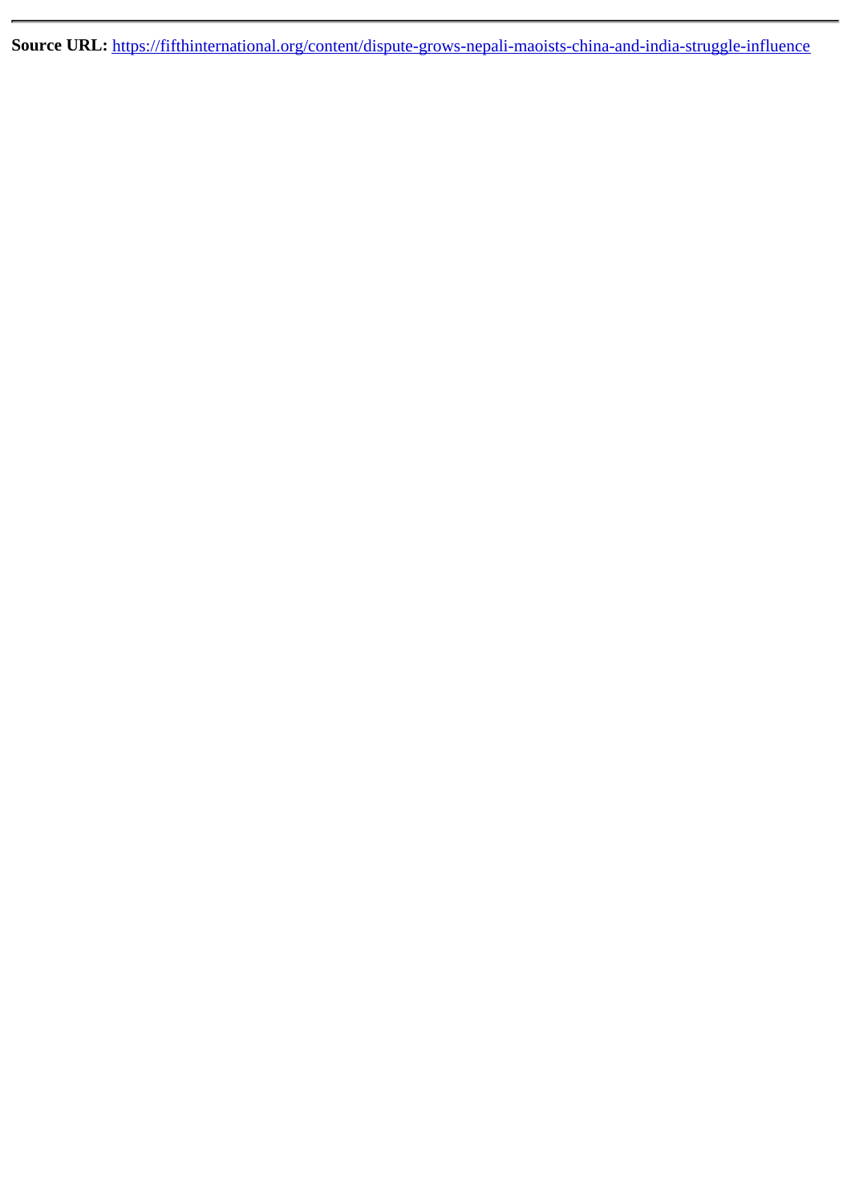**Source URL:** https://fifthinternational.org/content/dispute-grows-nepali-maoists-china-and-india-struggle-influence